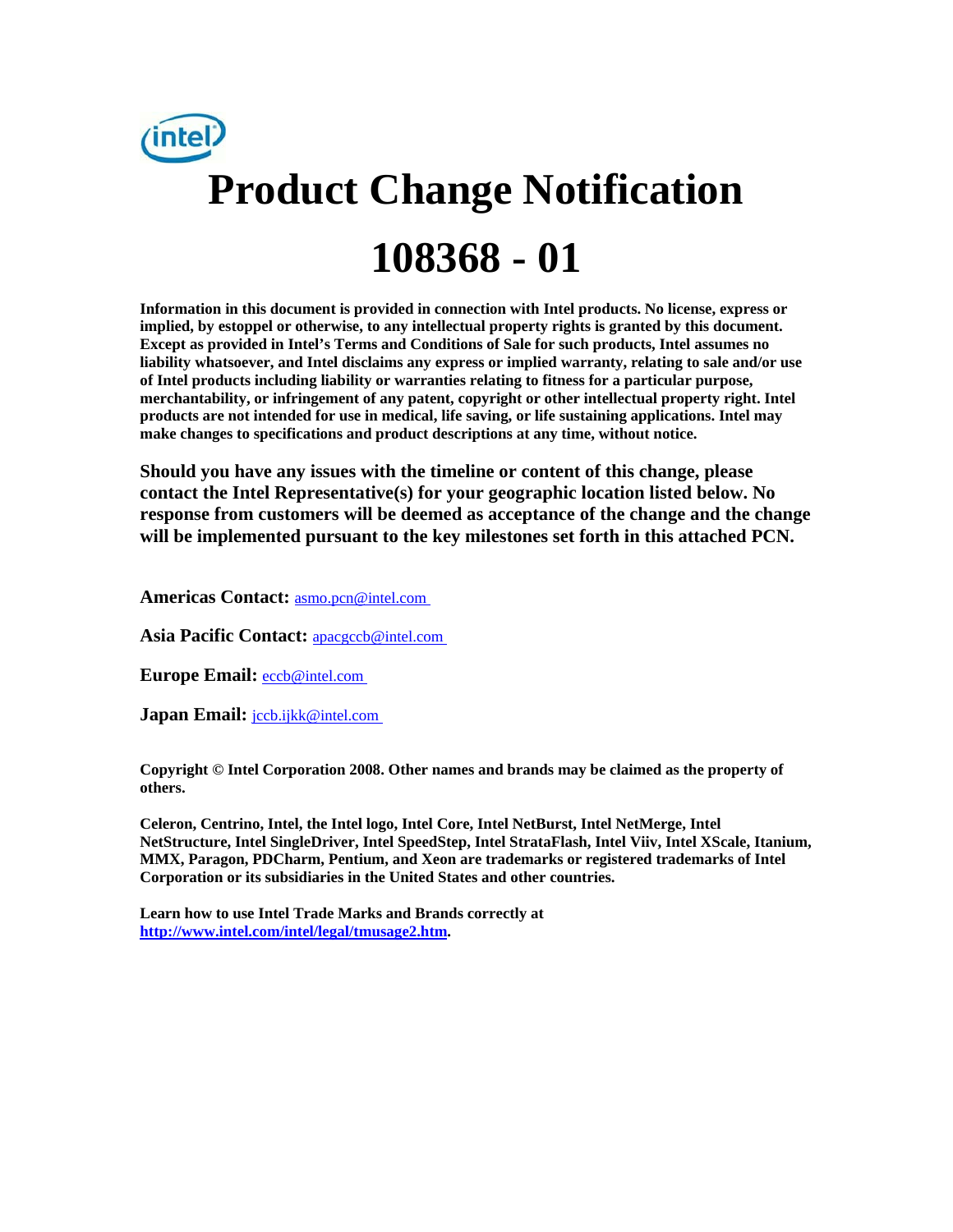# Product Change Notification

# 108368 - 01

**Information in this document is provided in connection with Intel products. No license, express or implied, by estoppel or otherwise, to any intellectual property rights is granted by this document. Except as provided in Intel's Terms and Conditions of Sale for such products, Intel assumes no liability whatsoever, and Intel disclaims any express or implied warranty, relating to sale and/or use of Intel products including liability or warranties relating to fitness for a particular purpose, merchantability, or infringement of any patent, copyright or other intellectual property right. Intel products are not intended for use in medical, life saving, or life sustaining applications. Intel may make changes to specifications and product descriptions at any time, without notice.**

**Should you have any issues with the timeline or content of this change, please contact the Intel Representative(s) for your geographic location listed below. No response from customers will be deemed as acceptance of the change and the change will be implemented pursuant to the key milestones set forth in this attached PCN.**

**Americas Contact:** asmo.pcn@intel.com

**Asia Pacific Contact:** apacgccb@intel.com

**Europe Email:** eccb@intel.com

**Japan Email:** jccb.ijkk@intel.com

**Copyright © Intel Corporation 2008. Other names and brands may be claimed as the property of others.**

**Celeron, Centrino, Intel, the Intel logo, Intel Core, Intel NetBurst, Intel NetMerge, Intel NetStructure, Intel SingleDriver, Intel SpeedStep, Intel StrataFlash, Intel Viiv, Intel XScale, Itanium, MMX, Paragon, PDCharm, Pentium, and Xeon are trademarks or registered trademarks of Intel Corporation or its subsidiaries in the United States and other countries.**

**Learn how to use Intel Trade Marks and Brands correctly at http://www.intel.com/intel/legal/tmusage2.htm.**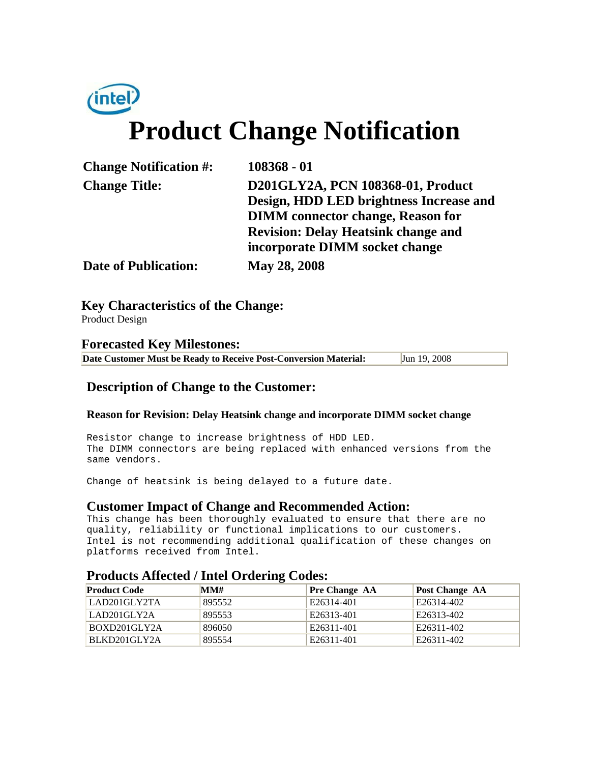# Product Change Notification

| | |
|---|---|
| **Change Notification #:** | **108368 - 01** |
| **Change Title:** | **D201GLY2A, PCN 108368-01, Product Design, HDD LED brightness Increase and DIMM connector change, Reason for Revision: Delay Heatsink change and incorporate DIMM socket change** |
| **Date of Publication:** | **May 28, 2008** |

## Key Characteristics of the Change:

Product Design

## Forecasted Key Milestones:

| | |
|---|---|
| **Date Customer Must be Ready to Receive Post-Conversion Material:** | Jun 19, 2008 |

## Description of Change to the Customer:

**Reason for Revision: Delay Heatsink change and incorporate DIMM socket change**

```
Resistor change to increase brightness of HDD LED.
The DIMM connectors are being replaced with enhanced versions from the
same vendors.

Change of heatsink is being delayed to a future date.
```

## Customer Impact of Change and Recommended Action:

```
This change has been thoroughly evaluated to ensure that there are no
quality, reliability or functional implications to our customers.
Intel is not recommending additional qualification of these changes on
platforms received from Intel.
```

## Products Affected / Intel Ordering Codes:

| Product Code | MM# | Pre Change AA | Post Change AA |
|---|---|---|---|
| LAD201GLY2TA | 895552 | E26314-401 | E26314-402 |
| LAD201GLY2A | 895553 | E26313-401 | E26313-402 |
| BOXD201GLY2A | 896050 | E26311-401 | E26311-402 |
| BLKD201GLY2A | 895554 | E26311-401 | E26311-402 |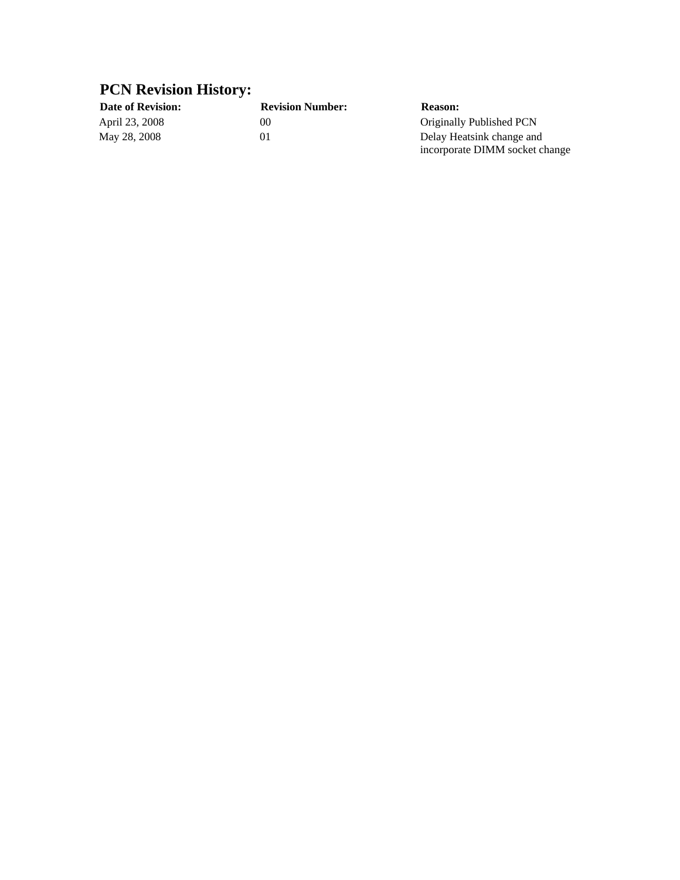## PCN Revision History:

| Date of Revision: | Revision Number: | Reason: |
|---|---|---|
| April 23, 2008 | 00 | Originally Published PCN |
| May 28, 2008 | 01 | Delay Heatsink change and incorporate DIMM socket change |